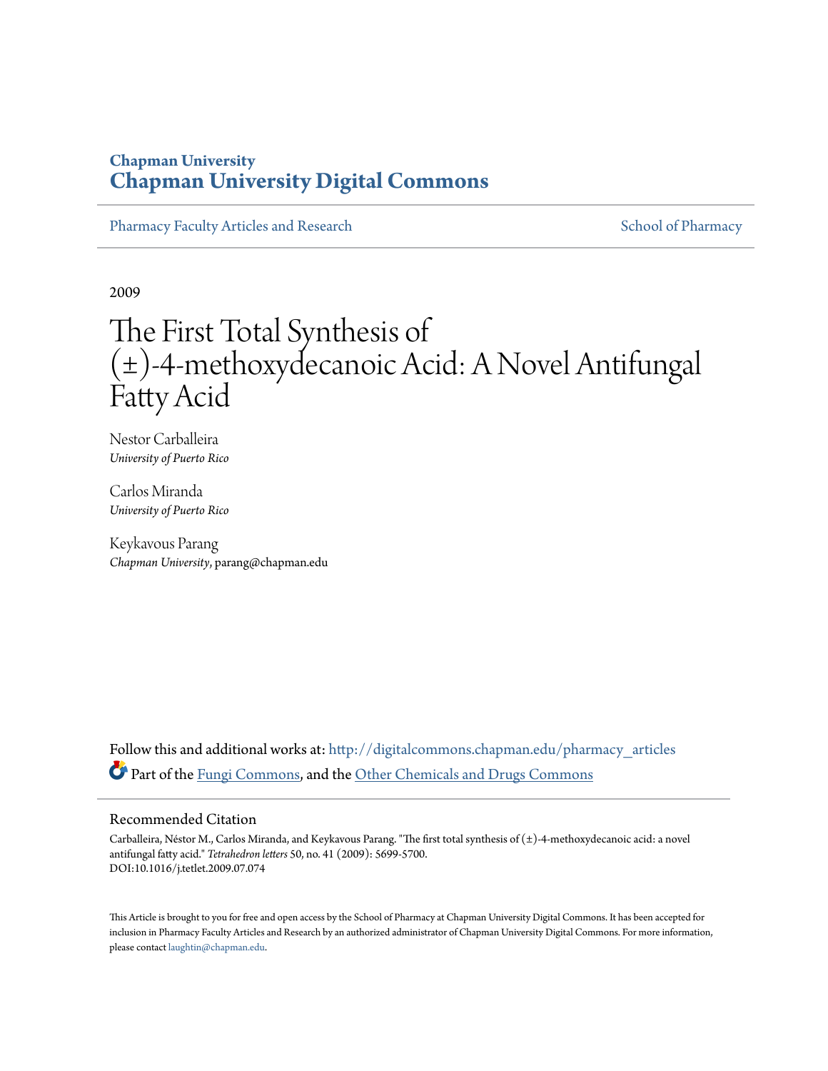# Chapman University
# Chapman University Digital Commons

Pharmacy Faculty Articles and Research — School of Pharmacy

2009

# The First Total Synthesis of (±)-4-methoxydecanoic Acid: A Novel Antifungal Fatty Acid

Nestor Carballeira
*University of Puerto Rico*

Carlos Miranda
*University of Puerto Rico*

Keykavous Parang
*Chapman University*, parang@chapman.edu

Follow this and additional works at: http://digitalcommons.chapman.edu/pharmacy_articles

Part of the Fungi Commons, and the Other Chemicals and Drugs Commons

## Recommended Citation

Carballeira, Néstor M., Carlos Miranda, and Keykavous Parang. "The first total synthesis of (±)-4-methoxydecanoic acid: a novel antifungal fatty acid." *Tetrahedron letters* 50, no. 41 (2009): 5699-5700. DOI:10.1016/j.tetlet.2009.07.074

This Article is brought to you for free and open access by the School of Pharmacy at Chapman University Digital Commons. It has been accepted for inclusion in Pharmacy Faculty Articles and Research by an authorized administrator of Chapman University Digital Commons. For more information, please contact laughtin@chapman.edu.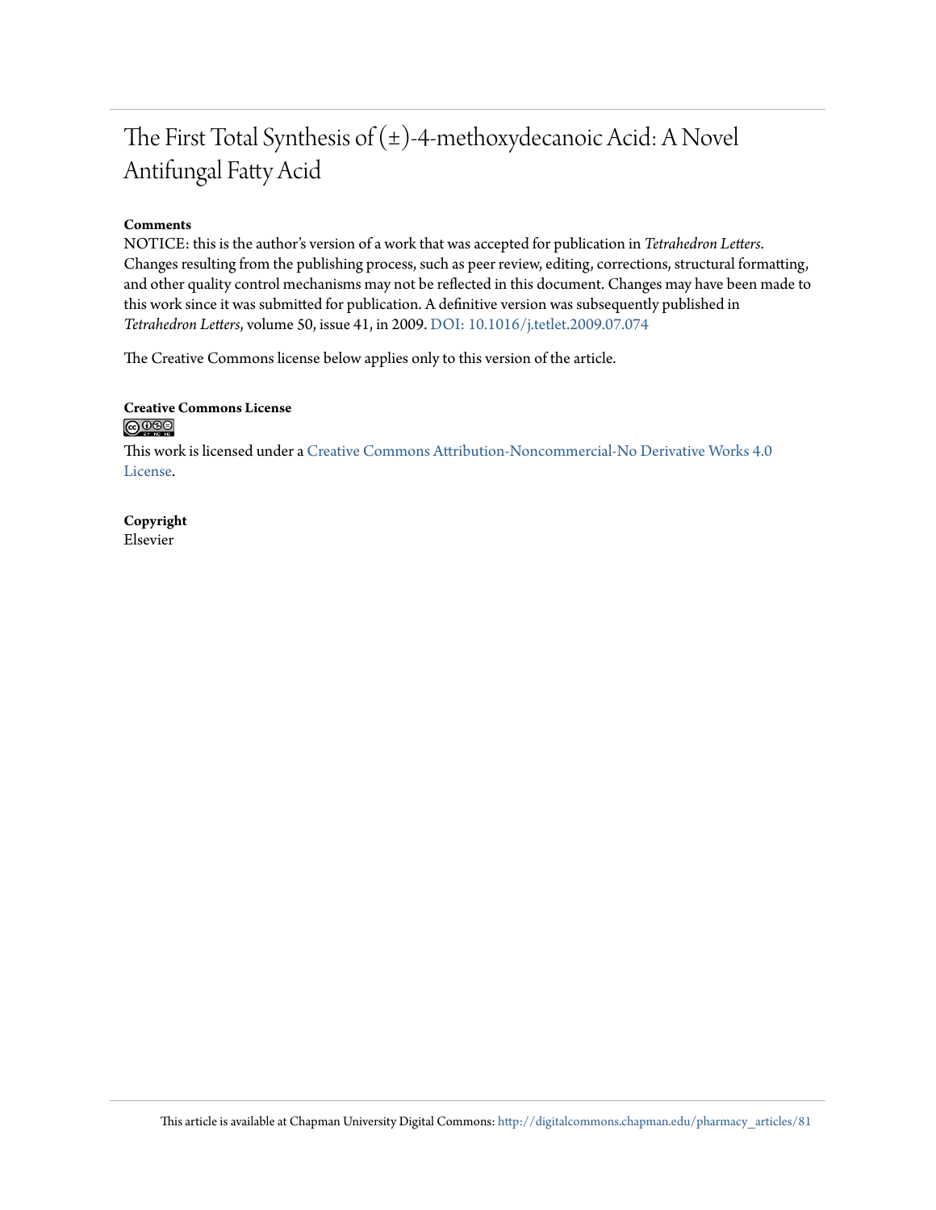# The First Total Synthesis of (±)-4-methoxydecanoic Acid: A Novel Antifungal Fatty Acid

**Comments**

NOTICE: this is the author's version of a work that was accepted for publication in *Tetrahedron Letters*. Changes resulting from the publishing process, such as peer review, editing, corrections, structural formatting, and other quality control mechanisms may not be reflected in this document. Changes may have been made to this work since it was submitted for publication. A definitive version was subsequently published in *Tetrahedron Letters*, volume 50, issue 41, in 2009. DOI: 10.1016/j.tetlet.2009.07.074

The Creative Commons license below applies only to this version of the article.

**Creative Commons License**

This work is licensed under a Creative Commons Attribution-Noncommercial-No Derivative Works 4.0 License.

**Copyright**

Elsevier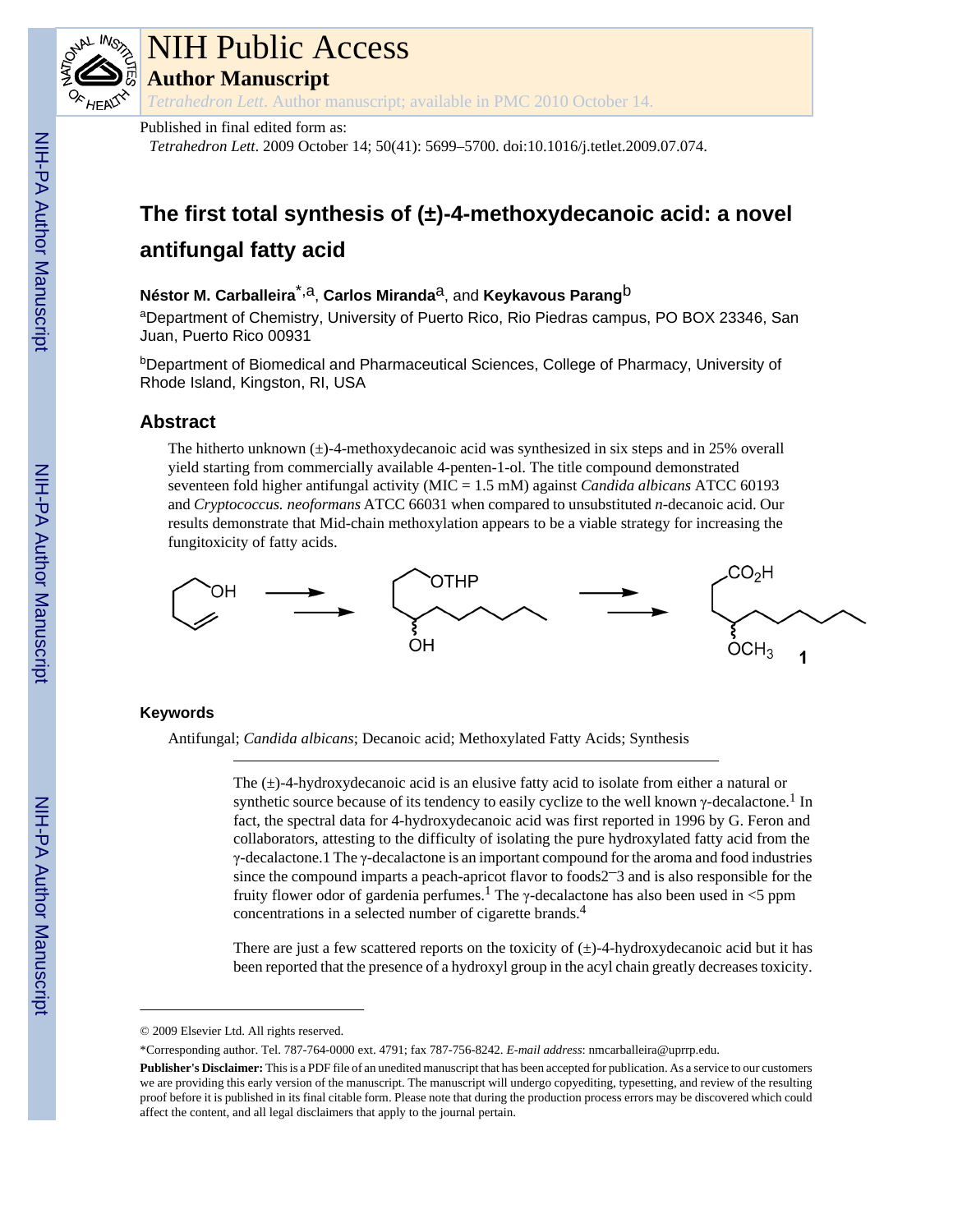NIH Public Access

**Author Manuscript**

*Tetrahedron Lett*. Author manuscript; available in PMC 2010 October 14.

Published in final edited form as:

*Tetrahedron Lett*. 2009 October 14; 50(41): 5699–5700. doi:10.1016/j.tetlet.2009.07.074.

# The first total synthesis of (±)-4-methoxydecanoic acid: a novel antifungal fatty acid

**Néstor M. Carballeira**[*,a], **Carlos Miranda**[a], and **Keykavous Parang**[b]

[a]Department of Chemistry, University of Puerto Rico, Rio Piedras campus, PO BOX 23346, San Juan, Puerto Rico 00931

[b]Department of Biomedical and Pharmaceutical Sciences, College of Pharmacy, University of Rhode Island, Kingston, RI, USA

## Abstract

The hitherto unknown (±)-4-methoxydecanoic acid was synthesized in six steps and in 25% overall yield starting from commercially available 4-penten-1-ol. The title compound demonstrated seventeen fold higher antifungal activity (MIC = 1.5 mM) against *Candida albicans* ATCC 60193 and *Cryptococcus. neoformans* ATCC 66031 when compared to unsubstituted *n*-decanoic acid. Our results demonstrate that Mid-chain methoxylation appears to be a viable strategy for increasing the fungitoxicity of fatty acids.

## Keywords

Antifungal; *Candida albicans*; Decanoic acid; Methoxylated Fatty Acids; Synthesis

The (±)-4-hydroxydecanoic acid is an elusive fatty acid to isolate from either a natural or synthetic source because of its tendency to easily cyclize to the well known γ-decalactone.[1] In fact, the spectral data for 4-hydroxydecanoic acid was first reported in 1996 by G. Feron and collaborators, attesting to the difficulty of isolating the pure hydroxylated fatty acid from the γ-decalactone.1 The γ-decalactone is an important compound for the aroma and food industries since the compound imparts a peach-apricot flavor to foods2–3 and is also responsible for the fruity flower odor of gardenia perfumes.[1] The γ-decalactone has also been used in <5 ppm concentrations in a selected number of cigarette brands.[4]

There are just a few scattered reports on the toxicity of (±)-4-hydroxydecanoic acid but it has been reported that the presence of a hydroxyl group in the acyl chain greatly decreases toxicity.

© 2009 Elsevier Ltd. All rights reserved.

*Corresponding author. Tel. 787-764-0000 ext. 4791; fax 787-756-8242. *E-mail address*: nmcarballeira@uprrp.edu.

**Publisher's Disclaimer:** This is a PDF file of an unedited manuscript that has been accepted for publication. As a service to our customers we are providing this early version of the manuscript. The manuscript will undergo copyediting, typesetting, and review of the resulting proof before it is published in its final citable form. Please note that during the production process errors may be discovered which could affect the content, and all legal disclaimers that apply to the journal pertain.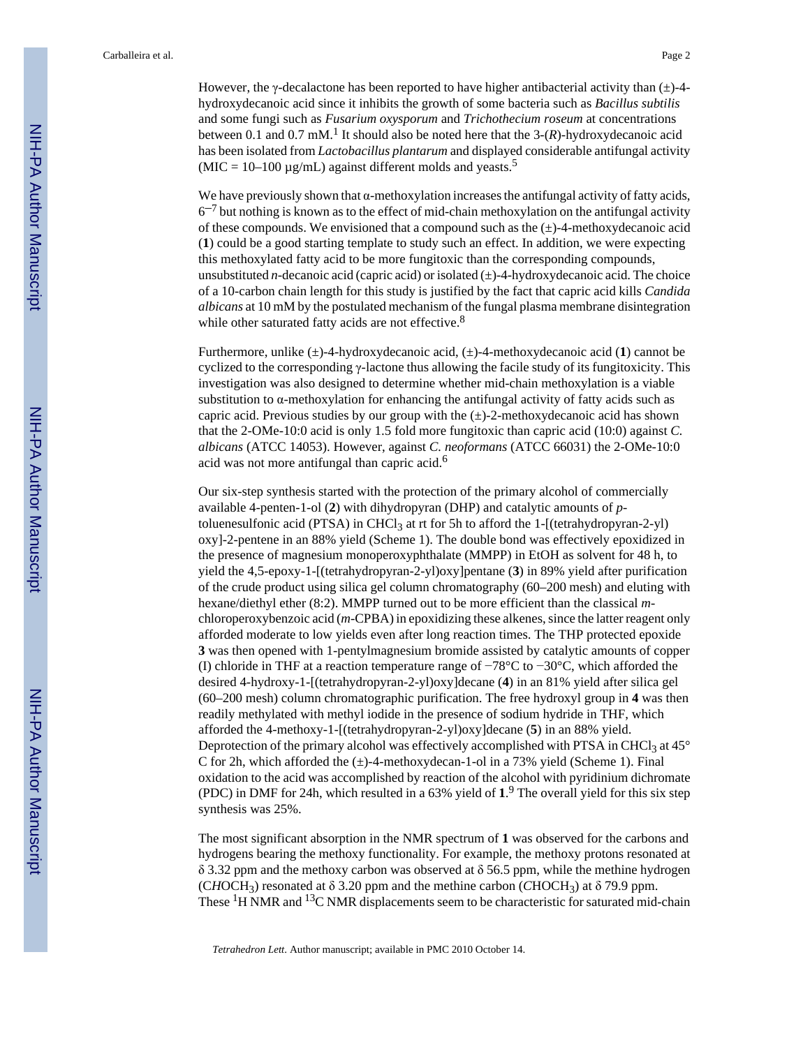However, the γ-decalactone has been reported to have higher antibacterial activity than (±)-4-hydroxydecanoic acid since it inhibits the growth of some bacteria such as *Bacillus subtilis* and some fungi such as *Fusarium oxysporum* and *Trichothecium roseum* at concentrations between 0.1 and 0.7 mM.[1] It should also be noted here that the 3-(*R*)-hydroxydecanoic acid has been isolated from *Lactobacillus plantarum* and displayed considerable antifungal activity (MIC = 10–100 μg/mL) against different molds and yeasts.[5]

We have previously shown that α-methoxylation increases the antifungal activity of fatty acids,[6–7] but nothing is known as to the effect of mid-chain methoxylation on the antifungal activity of these compounds. We envisioned that a compound such as the (±)-4-methoxydecanoic acid (**1**) could be a good starting template to study such an effect. In addition, we were expecting this methoxylated fatty acid to be more fungitoxic than the corresponding compounds, unsubstituted *n*-decanoic acid (capric acid) or isolated (±)-4-hydroxydecanoic acid. The choice of a 10-carbon chain length for this study is justified by the fact that capric acid kills *Candida albicans* at 10 mM by the postulated mechanism of the fungal plasma membrane disintegration while other saturated fatty acids are not effective.[8]

Furthermore, unlike (±)-4-hydroxydecanoic acid, (±)-4-methoxydecanoic acid (**1**) cannot be cyclized to the corresponding γ-lactone thus allowing the facile study of its fungitoxicity. This investigation was also designed to determine whether mid-chain methoxylation is a viable substitution to α-methoxylation for enhancing the antifungal activity of fatty acids such as capric acid. Previous studies by our group with the (±)-2-methoxydecanoic acid has shown that the 2-OMe-10:0 acid is only 1.5 fold more fungitoxic than capric acid (10:0) against *C. albicans* (ATCC 14053). However, against *C. neoformans* (ATCC 66031) the 2-OMe-10:0 acid was not more antifungal than capric acid.[6]

Our six-step synthesis started with the protection of the primary alcohol of commercially available 4-penten-1-ol (**2**) with dihydropyran (DHP) and catalytic amounts of *p*-toluenesulfonic acid (PTSA) in $CHCl_3$ at rt for 5h to afford the 1-[(tetrahydropyran-2-yl) oxy]-2-pentene in an 88% yield (Scheme 1). The double bond was effectively epoxidized in the presence of magnesium monoperoxyphthalate (MMPP) in EtOH as solvent for 48 h, to yield the 4,5-epoxy-1-[(tetrahydropyran-2-yl)oxy]pentane (**3**) in 89% yield after purification of the crude product using silica gel column chromatography (60–200 mesh) and eluting with hexane/diethyl ether (8:2). MMPP turned out to be more efficient than the classical *m*-chloroperoxybenzoic acid (*m*-CPBA) in epoxidizing these alkenes, since the latter reagent only afforded moderate to low yields even after long reaction times. The THP protected epoxide **3** was then opened with 1-pentylmagnesium bromide assisted by catalytic amounts of copper (I) chloride in THF at a reaction temperature range of −78°C to −30°C, which afforded the desired 4-hydroxy-1-[(tetrahydropyran-2-yl)oxy]decane (**4**) in an 81% yield after silica gel (60–200 mesh) column chromatographic purification. The free hydroxyl group in **4** was then readily methylated with methyl iodide in the presence of sodium hydride in THF, which afforded the 4-methoxy-1-[(tetrahydropyran-2-yl)oxy]decane (**5**) in an 88% yield. Deprotection of the primary alcohol was effectively accomplished with PTSA in $CHCl_3$ at 45° C for 2h, which afforded the (±)-4-methoxydecan-1-ol in a 73% yield (Scheme 1). Final oxidation to the acid was accomplished by reaction of the alcohol with pyridinium dichromate (PDC) in DMF for 24h, which resulted in a 63% yield of **1**.[9] The overall yield for this six step synthesis was 25%.

The most significant absorption in the NMR spectrum of **1** was observed for the carbons and hydrogens bearing the methoxy functionality. For example, the methoxy protons resonated at δ 3.32 ppm and the methoxy carbon was observed at δ 56.5 ppm, while the methine hydrogen (C*H*$OCH_3$) resonated at δ 3.20 ppm and the methine carbon (*C*H$OCH_3$) at δ 79.9 ppm. These $^{1}$H NMR and $^{13}$C NMR displacements seem to be characteristic for saturated mid-chain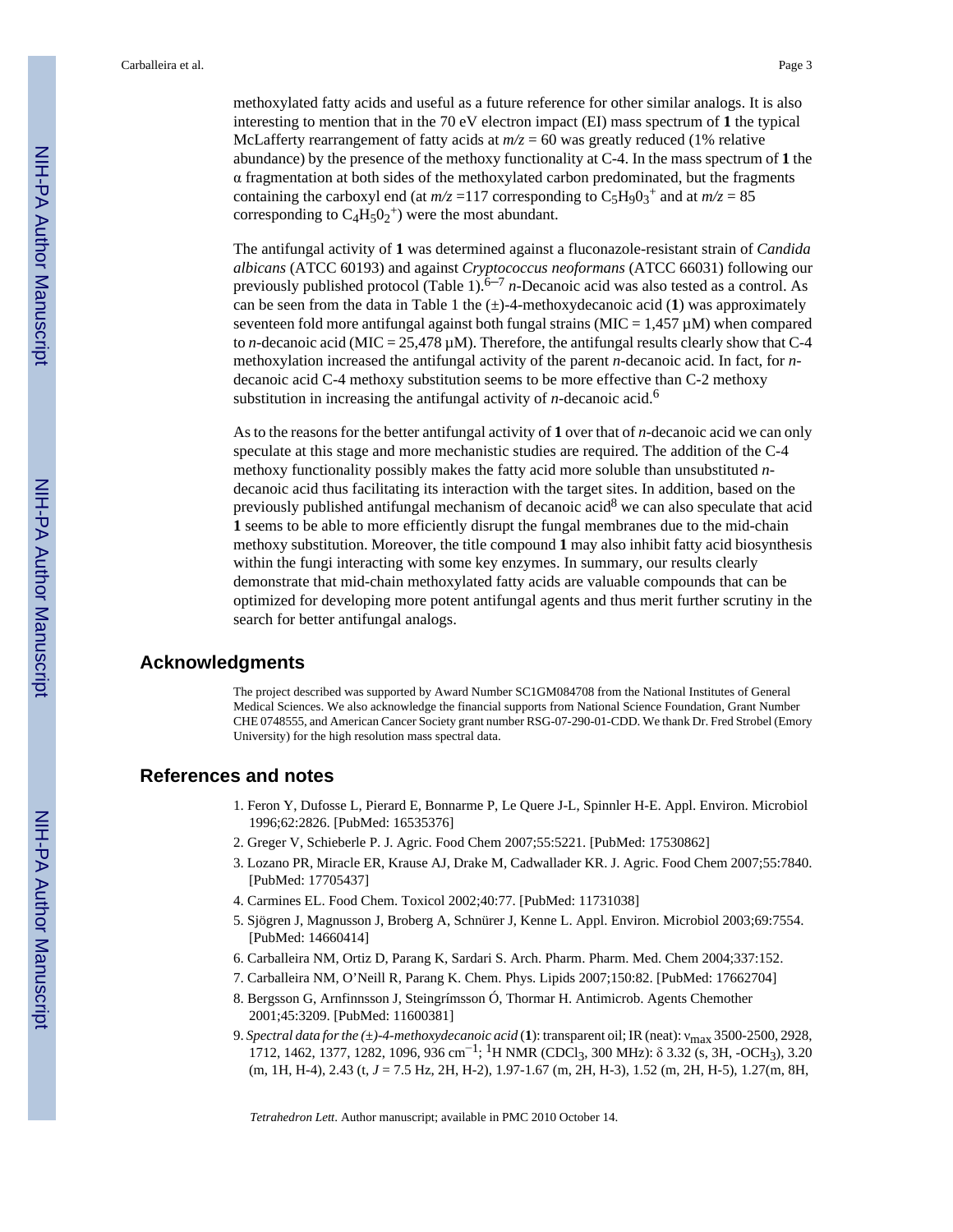methoxylated fatty acids and useful as a future reference for other similar analogs. It is also interesting to mention that in the 70 eV electron impact (EI) mass spectrum of **1** the typical McLafferty rearrangement of fatty acids at $m/z = 60$ was greatly reduced (1% relative abundance) by the presence of the methoxy functionality at C-4. In the mass spectrum of **1** the α fragmentation at both sides of the methoxylated carbon predominated, but the fragments containing the carboxyl end (at $m/z = 117$ corresponding to $C_5H_9O_3^+$ and at $m/z = 85$ corresponding to $C_4H_5O_2^+$) were the most abundant.

The antifungal activity of **1** was determined against a fluconazole-resistant strain of *Candida albicans* (ATCC 60193) and against *Cryptococcus neoformans* (ATCC 66031) following our previously published protocol (Table 1).[6–7] *n*-Decanoic acid was also tested as a control. As can be seen from the data in Table 1 the (±)-4-methoxydecanoic acid (**1**) was approximately seventeen fold more antifungal against both fungal strains (MIC = 1,457 μM) when compared to *n*-decanoic acid (MIC = 25,478 μM). Therefore, the antifungal results clearly show that C-4 methoxylation increased the antifungal activity of the parent *n*-decanoic acid. In fact, for *n*-decanoic acid C-4 methoxy substitution seems to be more effective than C-2 methoxy substitution in increasing the antifungal activity of *n*-decanoic acid.[6]

As to the reasons for the better antifungal activity of **1** over that of *n*-decanoic acid we can only speculate at this stage and more mechanistic studies are required. The addition of the C-4 methoxy functionality possibly makes the fatty acid more soluble than unsubstituted *n*-decanoic acid thus facilitating its interaction with the target sites. In addition, based on the previously published antifungal mechanism of decanoic acid[8] we can also speculate that acid **1** seems to be able to more efficiently disrupt the fungal membranes due to the mid-chain methoxy substitution. Moreover, the title compound **1** may also inhibit fatty acid biosynthesis within the fungi interacting with some key enzymes. In summary, our results clearly demonstrate that mid-chain methoxylated fatty acids are valuable compounds that can be optimized for developing more potent antifungal agents and thus merit further scrutiny in the search for better antifungal analogs.

## Acknowledgments

The project described was supported by Award Number SC1GM084708 from the National Institutes of General Medical Sciences. We also acknowledge the financial supports from National Science Foundation, Grant Number CHE 0748555, and American Cancer Society grant number RSG-07-290-01-CDD. We thank Dr. Fred Strobel (Emory University) for the high resolution mass spectral data.

## References and notes

1. Feron Y, Dufosse L, Pierard E, Bonnarme P, Le Quere J-L, Spinnler H-E. Appl. Environ. Microbiol 1996;62:2826. [PubMed: 16535376]
2. Greger V, Schieberle P. J. Agric. Food Chem 2007;55:5221. [PubMed: 17530862]
3. Lozano PR, Miracle ER, Krause AJ, Drake M, Cadwallader KR. J. Agric. Food Chem 2007;55:7840. [PubMed: 17705437]
4. Carmines EL. Food Chem. Toxicol 2002;40:77. [PubMed: 11731038]
5. Sjögren J, Magnusson J, Broberg A, Schnürer J, Kenne L. Appl. Environ. Microbiol 2003;69:7554. [PubMed: 14660414]
6. Carballeira NM, Ortiz D, Parang K, Sardari S. Arch. Pharm. Pharm. Med. Chem 2004;337:152.
7. Carballeira NM, O'Neill R, Parang K. Chem. Phys. Lipids 2007;150:82. [PubMed: 17662704]
8. Bergsson G, Arnfinnsson J, Steingrímsson Ó, Thormar H. Antimicrob. Agents Chemother 2001;45:3209. [PubMed: 11600381]
9. *Spectral data for the (±)-4-methoxydecanoic acid* (**1**): transparent oil; IR (neat): $\nu_{max}$ 3500-2500, 2928, 1712, 1462, 1377, 1282, 1096, 936 $cm^{-1}$; $^1H$ NMR ($CDCl_3$, 300 MHz): δ 3.32 (s, 3H, $-OCH_3$), 3.20 (m, 1H, H-4), 2.43 (t, $J = 7.5$ Hz, 2H, H-2), 1.97-1.67 (m, 2H, H-3), 1.52 (m, 2H, H-5), 1.27(m, 8H,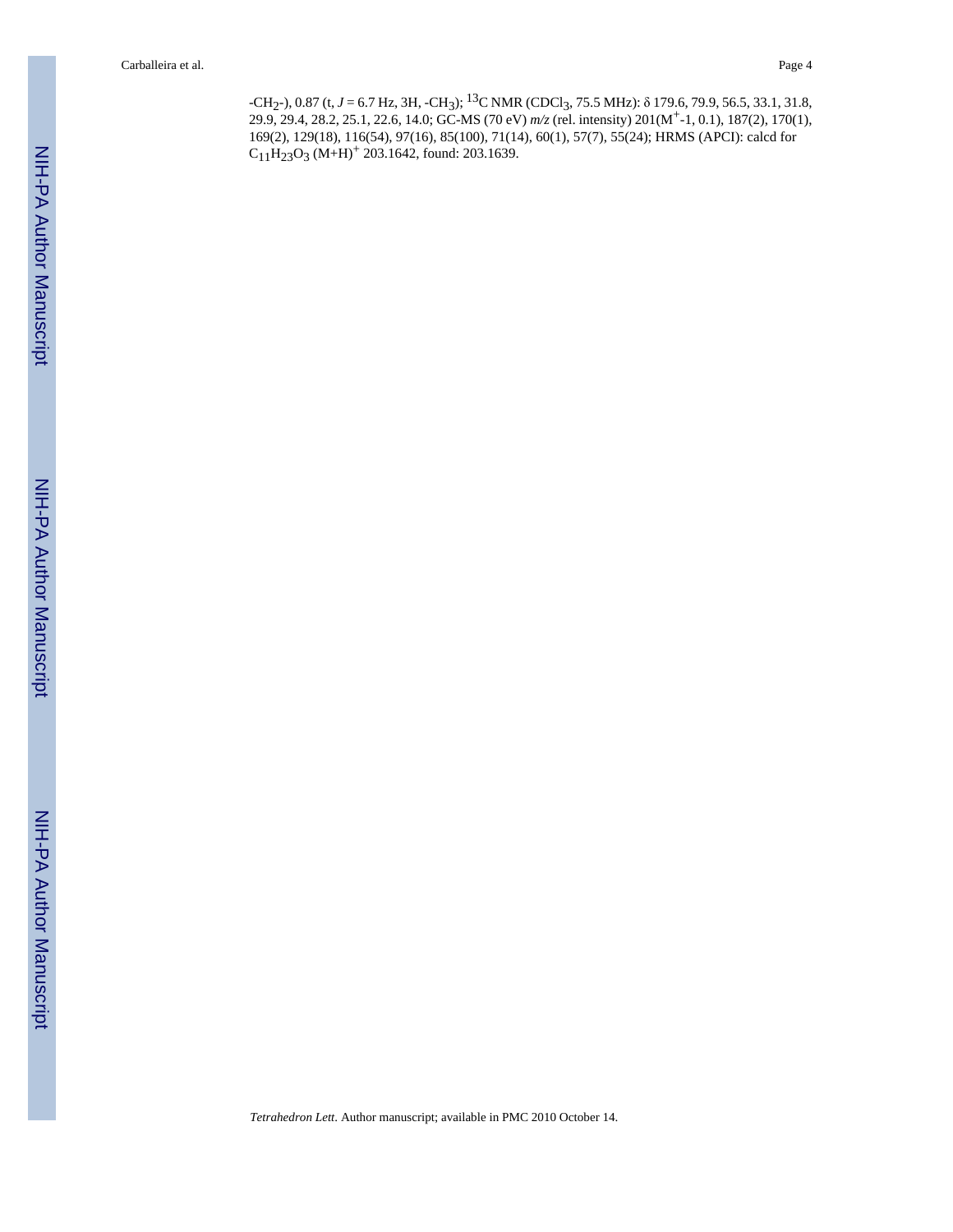-$CH_2$-), 0.87 (t, *J* = 6.7 Hz, 3H, -$CH_3$); $^{13}C$ NMR ($CDCl_3$, 75.5 MHz): δ 179.6, 79.9, 56.5, 33.1, 31.8, 29.9, 29.4, 28.2, 25.1, 22.6, 14.0; GC-MS (70 eV) *m/z* (rel. intensity) 201($M^+$-1, 0.1), 187(2), 170(1), 169(2), 129(18), 116(54), 97(16), 85(100), 71(14), 60(1), 57(7), 55(24); HRMS (APCI): calcd for $C_{11}H_{23}O_3$ $(M+H)^+$ 203.1642, found: 203.1639.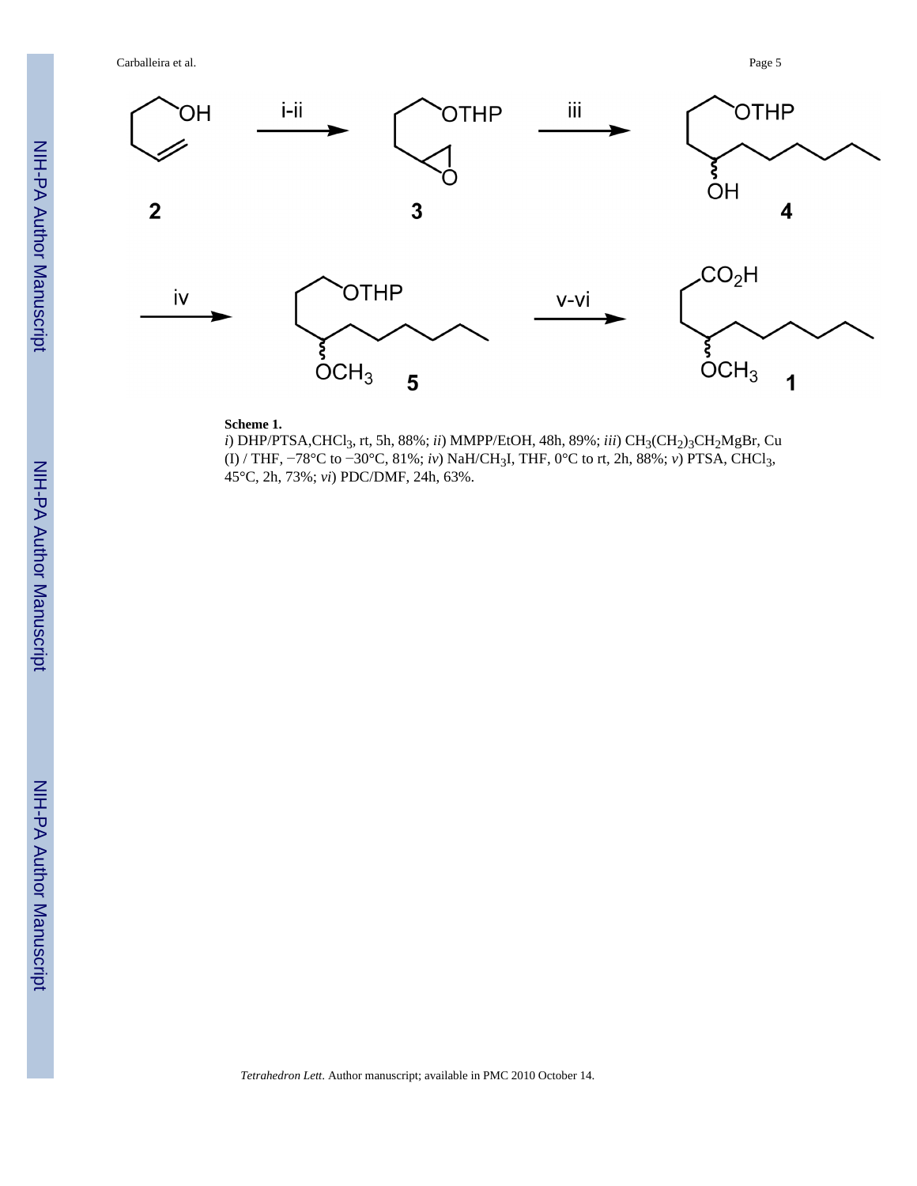**Scheme 1.**

*i*) DHP/PTSA,$CHCl_3$, rt, 5h, 88%; *ii*) MMPP/EtOH, 48h, 89%; *iii*) $CH_3(CH_2)_3CH_2MgBr$, Cu (I) / THF, −78°C to −30°C, 81%; *iv*) NaH/$CH_3I$, THF, 0°C to rt, 2h, 88%; *v*) PTSA, $CHCl_3$, 45°C, 2h, 73%; *vi*) PDC/DMF, 24h, 63%.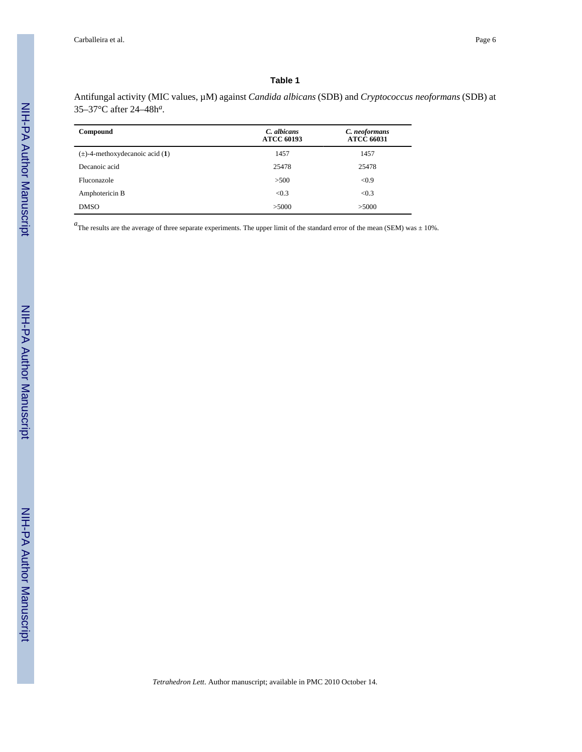### Table 1

Antifungal activity (MIC values, μM) against *Candida albicans* (SDB) and *Cryptococcus neoformans* (SDB) at 35–37°C after 24–48h[a].

| Compound | *C. albicans* ATCC 60193 | *C. neoformans* ATCC 66031 |
|---|---|---|
| (±)-4-methoxydecanoic acid (**1**) | 1457 | 1457 |
| Decanoic acid | 25478 | 25478 |
| Fluconazole | >500 | <0.9 |
| Amphotericin B | <0.3 | <0.3 |
| DMSO | >5000 | >5000 |

[a] The results are the average of three separate experiments. The upper limit of the standard error of the mean (SEM) was ± 10%.